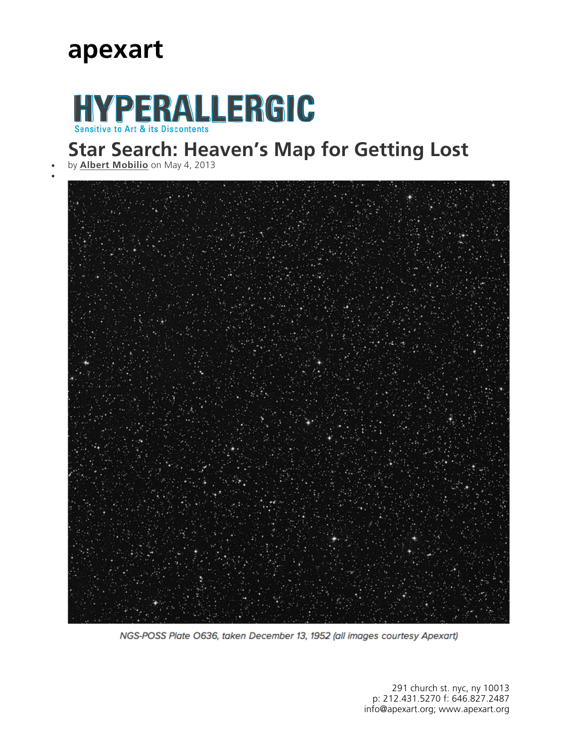apexart

HYPERALLERGIC

Sensitive to Art & its Discontents

# Star Search: Heaven's Map for Getting Lost

- by **Albert Mobilio** on May 4, 2013

NGS-POSS Plate O636, taken December 13, 1952 (all images courtesy Apexart)

291 church st. nyc, ny 10013
p: 212.431.5270 f: 646.827.2487
info@apexart.org; www.apexart.org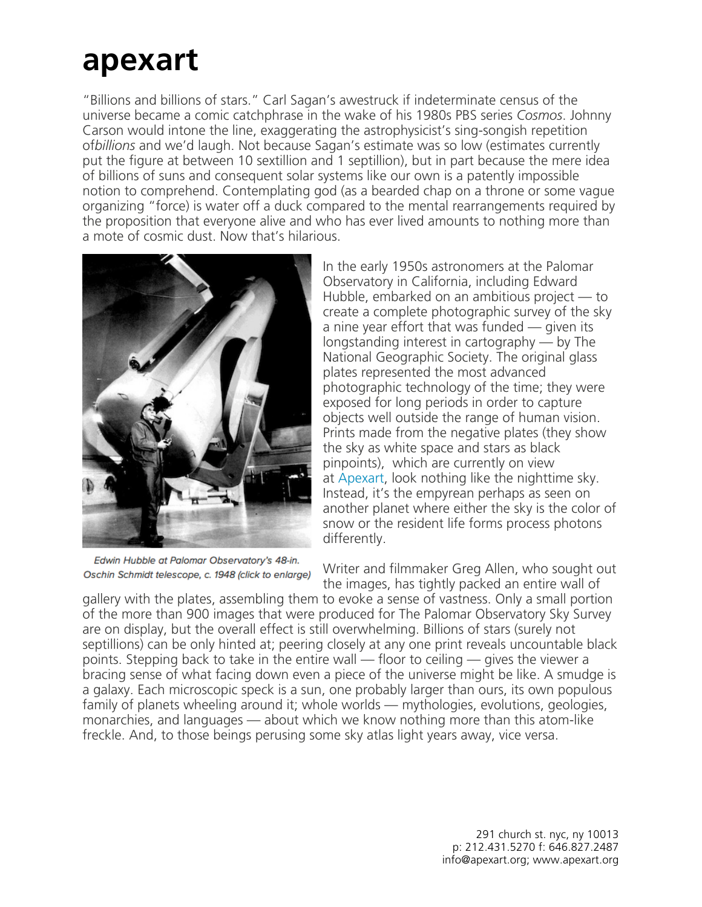# apexart

"Billions and billions of stars." Carl Sagan's awestruck if indeterminate census of the universe became a comic catchphrase in the wake of his 1980s PBS series *Cosmos*. Johnny Carson would intone the line, exaggerating the astrophysicist's sing-songish repetition of*billions* and we'd laugh. Not because Sagan's estimate was so low (estimates currently put the figure at between 10 sextillion and 1 septillion), but in part because the mere idea of billions of suns and consequent solar systems like our own is a patently impossible notion to comprehend. Contemplating god (as a bearded chap on a throne or some vague organizing "force) is water off a duck compared to the mental rearrangements required by the proposition that everyone alive and who has ever lived amounts to nothing more than a mote of cosmic dust. Now that's hilarious.

*Edwin Hubble at Palomar Observatory's 48-in. Oschin Schmidt telescope, c. 1948 (click to enlarge)*

In the early 1950s astronomers at the Palomar Observatory in California, including Edward Hubble, embarked on an ambitious project — to create a complete photographic survey of the sky a nine year effort that was funded — given its longstanding interest in cartography — by The National Geographic Society. The original glass plates represented the most advanced photographic technology of the time; they were exposed for long periods in order to capture objects well outside the range of human vision. Prints made from the negative plates (they show the sky as white space and stars as black pinpoints), which are currently on view at Apexart, look nothing like the nighttime sky. Instead, it's the empyrean perhaps as seen on another planet where either the sky is the color of snow or the resident life forms process photons differently.

Writer and filmmaker Greg Allen, who sought out the images, has tightly packed an entire wall of gallery with the plates, assembling them to evoke a sense of vastness. Only a small portion of the more than 900 images that were produced for The Palomar Observatory Sky Survey are on display, but the overall effect is still overwhelming. Billions of stars (surely not septillions) can be only hinted at; peering closely at any one print reveals uncountable black points. Stepping back to take in the entire wall — floor to ceiling — gives the viewer a bracing sense of what facing down even a piece of the universe might be like. A smudge is a galaxy. Each microscopic speck is a sun, one probably larger than ours, its own populous family of planets wheeling around it; whole worlds — mythologies, evolutions, geologies, monarchies, and languages — about which we know nothing more than this atom-like freckle. And, to those beings perusing some sky atlas light years away, vice versa.

291 church st. nyc, ny 10013
p: 212.431.5270 f: 646.827.2487
info@apexart.org; www.apexart.org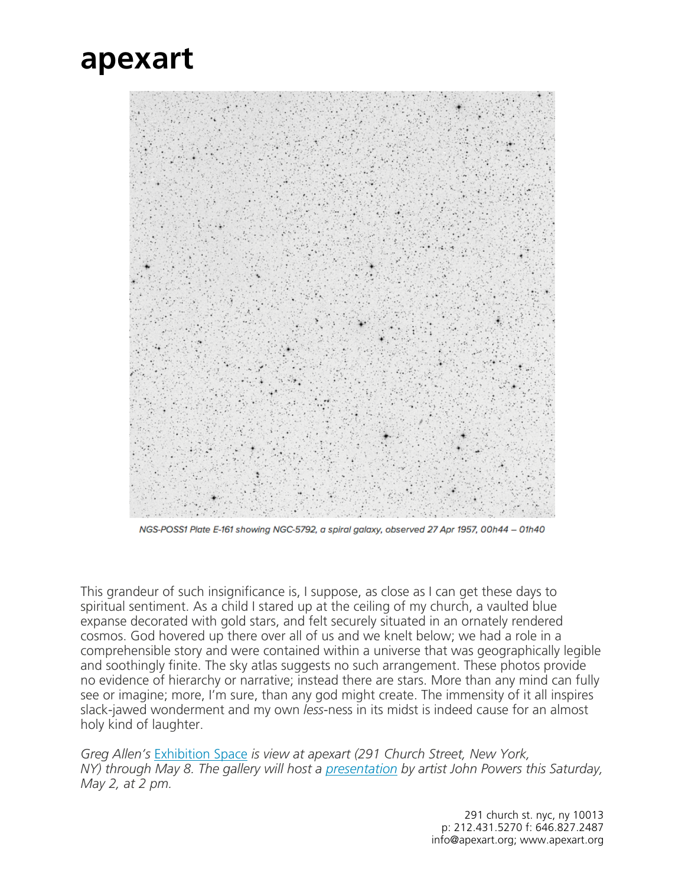# apexart

NGS-POSS1 Plate E-161 showing NGC-5792, a spiral galaxy, observed 27 Apr 1957, 00h44 – 01h40

This grandeur of such insignificance is, I suppose, as close as I can get these days to spiritual sentiment. As a child I stared up at the ceiling of my church, a vaulted blue expanse decorated with gold stars, and felt securely situated in an ornately rendered cosmos. God hovered up there over all of us and we knelt below; we had a role in a comprehensible story and were contained within a universe that was geographically legible and soothingly finite. The sky atlas suggests no such arrangement. These photos provide no evidence of hierarchy or narrative; instead there are stars. More than any mind can fully see or imagine; more, I'm sure, than any god might create. The immensity of it all inspires slack-jawed wonderment and my own *less*-ness in its midst is indeed cause for an almost holy kind of laughter.

*Greg Allen's* Exhibition Space *is view at apexart (291 Church Street, New York, NY) through May 8. The gallery will host a* *presentation* *by artist John Powers this Saturday, May 2, at 2 pm.*

291 church st. nyc, ny 10013
p: 212.431.5270 f: 646.827.2487
info@apexart.org; www.apexart.org